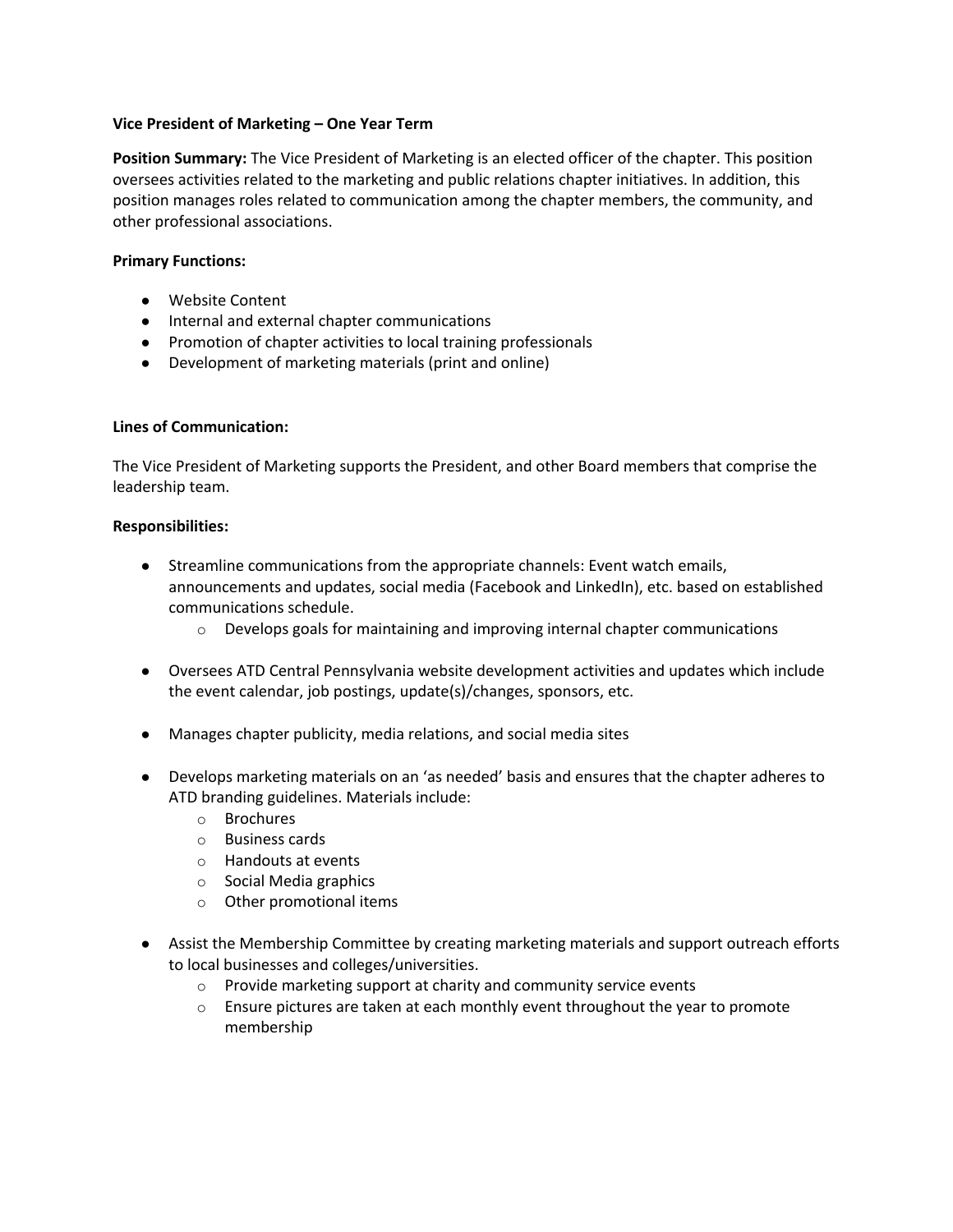**Vice President of Marketing – One Year Term**

**Position Summary:** The Vice President of Marketing is an elected officer of the chapter. This position oversees activities related to the marketing and public relations chapter initiatives. In addition, this position manages roles related to communication among the chapter members, the community, and other professional associations.

**Primary Functions:**

- Website Content
- Internal and external chapter communications
- Promotion of chapter activities to local training professionals
- Development of marketing materials (print and online)

**Lines of Communication:**

The Vice President of Marketing supports the President, and other Board members that comprise the leadership team.

**Responsibilities:**

- Streamline communications from the appropriate channels: Event watch emails, announcements and updates, social media (Facebook and LinkedIn), etc. based on established communications schedule.
  - Develops goals for maintaining and improving internal chapter communications

- Oversees ATD Central Pennsylvania website development activities and updates which include the event calendar, job postings, update(s)/changes, sponsors, etc.

- Manages chapter publicity, media relations, and social media sites

- Develops marketing materials on an 'as needed' basis and ensures that the chapter adheres to ATD branding guidelines. Materials include:
  - Brochures
  - Business cards
  - Handouts at events
  - Social Media graphics
  - Other promotional items

- Assist the Membership Committee by creating marketing materials and support outreach efforts to local businesses and colleges/universities.
  - Provide marketing support at charity and community service events
  - Ensure pictures are taken at each monthly event throughout the year to promote membership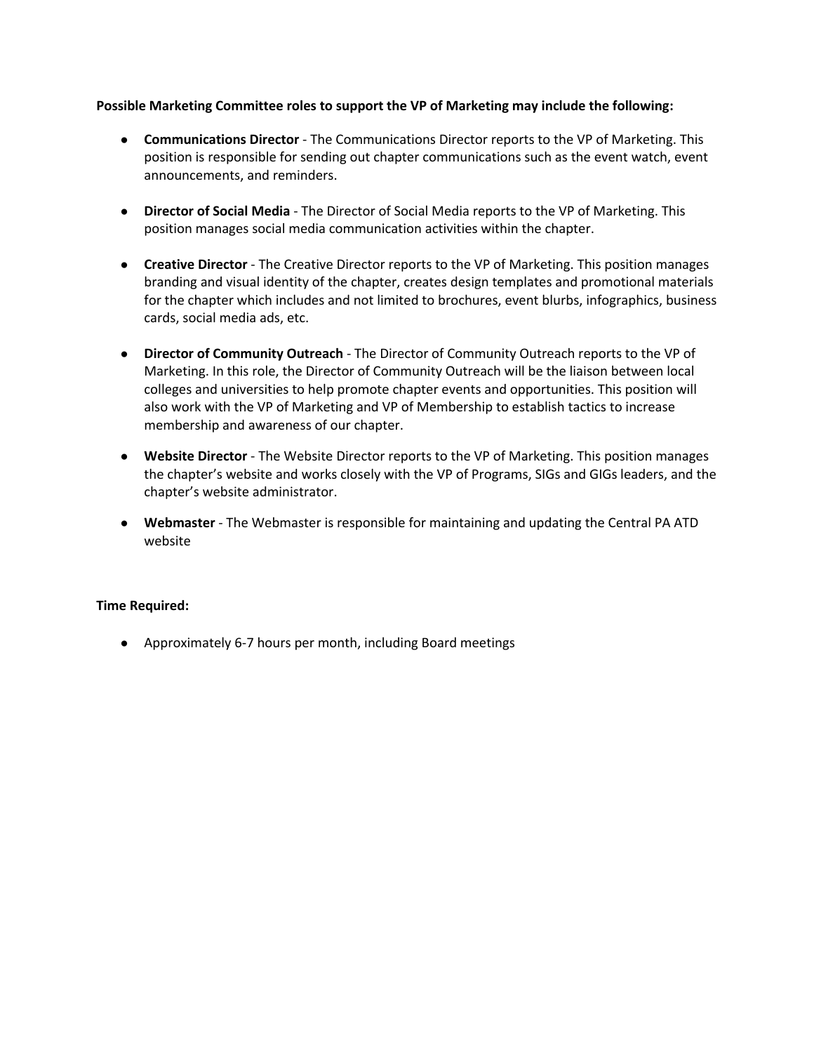**Possible Marketing Committee roles to support the VP of Marketing may include the following:**

- **Communications Director** - The Communications Director reports to the VP of Marketing. This position is responsible for sending out chapter communications such as the event watch, event announcements, and reminders.

- **Director of Social Media** - The Director of Social Media reports to the VP of Marketing. This position manages social media communication activities within the chapter.

- **Creative Director** - The Creative Director reports to the VP of Marketing. This position manages branding and visual identity of the chapter, creates design templates and promotional materials for the chapter which includes and not limited to brochures, event blurbs, infographics, business cards, social media ads, etc.

- **Director of Community Outreach** - The Director of Community Outreach reports to the VP of Marketing. In this role, the Director of Community Outreach will be the liaison between local colleges and universities to help promote chapter events and opportunities. This position will also work with the VP of Marketing and VP of Membership to establish tactics to increase membership and awareness of our chapter.

- **Website Director** - The Website Director reports to the VP of Marketing. This position manages the chapter's website and works closely with the VP of Programs, SIGs and GIGs leaders, and the chapter's website administrator.

- **Webmaster** - The Webmaster is responsible for maintaining and updating the Central PA ATD website

**Time Required:**

- Approximately 6-7 hours per month, including Board meetings